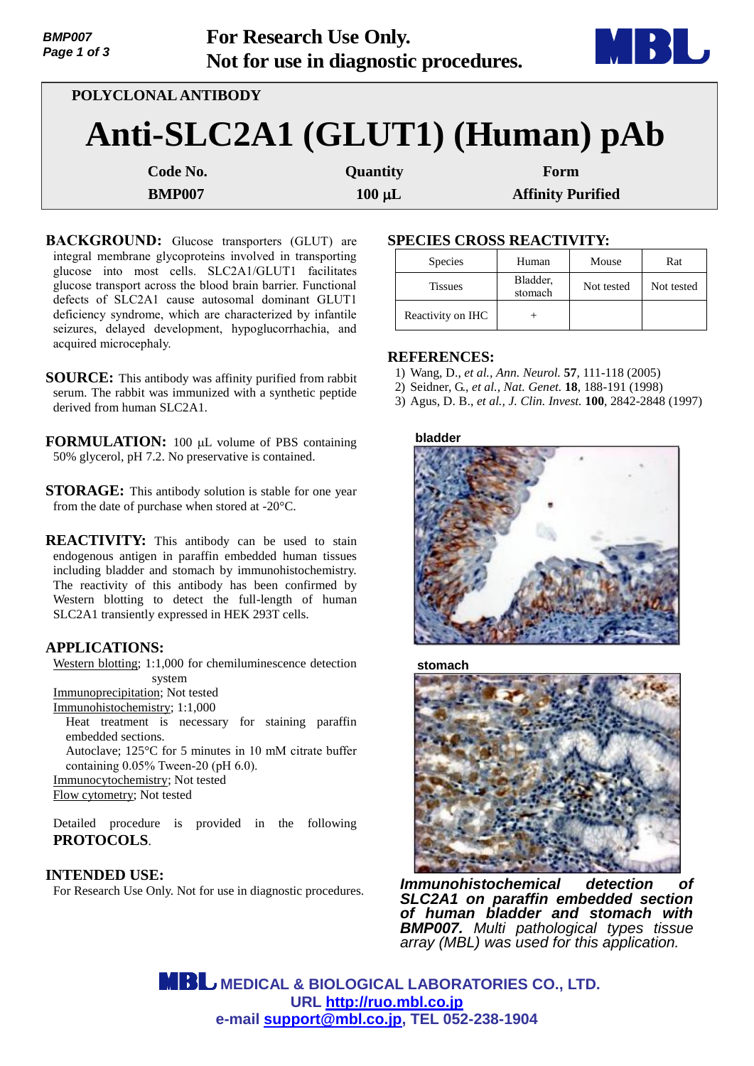For Research Use Only.
Not for use in diagnostic procedures.

POLYCLONAL ANTIBODY

# Anti-SLC2A1 (GLUT1) (Human) pAb

| Code No. | Quantity | Form |
|---|---|---|
| BMP007 | 100 μL | Affinity Purified |

**BACKGROUND:** Glucose transporters (GLUT) are integral membrane glycoproteins involved in transporting glucose into most cells. SLC2A1/GLUT1 facilitates glucose transport across the blood brain barrier. Functional defects of SLC2A1 cause autosomal dominant GLUT1 deficiency syndrome, which are characterized by infantile seizures, delayed development, hypoglucorrhachia, and acquired microcephaly.

**SOURCE:** This antibody was affinity purified from rabbit serum. The rabbit was immunized with a synthetic peptide derived from human SLC2A1.

**FORMULATION:** 100 μL volume of PBS containing 50% glycerol, pH 7.2. No preservative is contained.

**STORAGE:** This antibody solution is stable for one year from the date of purchase when stored at -20°C.

**REACTIVITY:** This antibody can be used to stain endogenous antigen in paraffin embedded human tissues including bladder and stomach by immunohistochemistry. The reactivity of this antibody has been confirmed by Western blotting to detect the full-length of human SLC2A1 transiently expressed in HEK 293T cells.

**APPLICATIONS:**

Western blotting; 1:1,000 for chemiluminescence detection system

Immunoprecipitation; Not tested

Immunohistochemistry; 1:1,000

Heat treatment is necessary for staining paraffin embedded sections.

Autoclave; 125°C for 5 minutes in 10 mM citrate buffer containing 0.05% Tween-20 (pH 6.0).

Immunocytochemistry; Not tested

Flow cytometry; Not tested

Detailed procedure is provided in the following **PROTOCOLS**.

**INTENDED USE:**

For Research Use Only. Not for use in diagnostic procedures.

**SPECIES CROSS REACTIVITY:**

| Species | Human | Mouse | Rat |
|---|---|---|---|
| Tissues | Bladder, stomach | Not tested | Not tested |
| Reactivity on IHC | + | | |

**REFERENCES:**

1) Wang, D., *et al., Ann. Neurol.* **57**, 111-118 (2005)
2) Seidner, G., *et al., Nat. Genet.* **18**, 188-191 (1998)
3) Agus, D. B., *et al., J. Clin. Invest.* **100**, 2842-2848 (1997)

bladder

stomach

***Immunohistochemical detection of SLC2A1 on paraffin embedded section of human bladder and stomach with BMP007.*** *Multi pathological types tissue array (MBL) was used for this application.*

MEDICAL & BIOLOGICAL LABORATORIES CO., LTD.
URL http://ruo.mbl.co.jp
e-mail support@mbl.co.jp, TEL 052-238-1904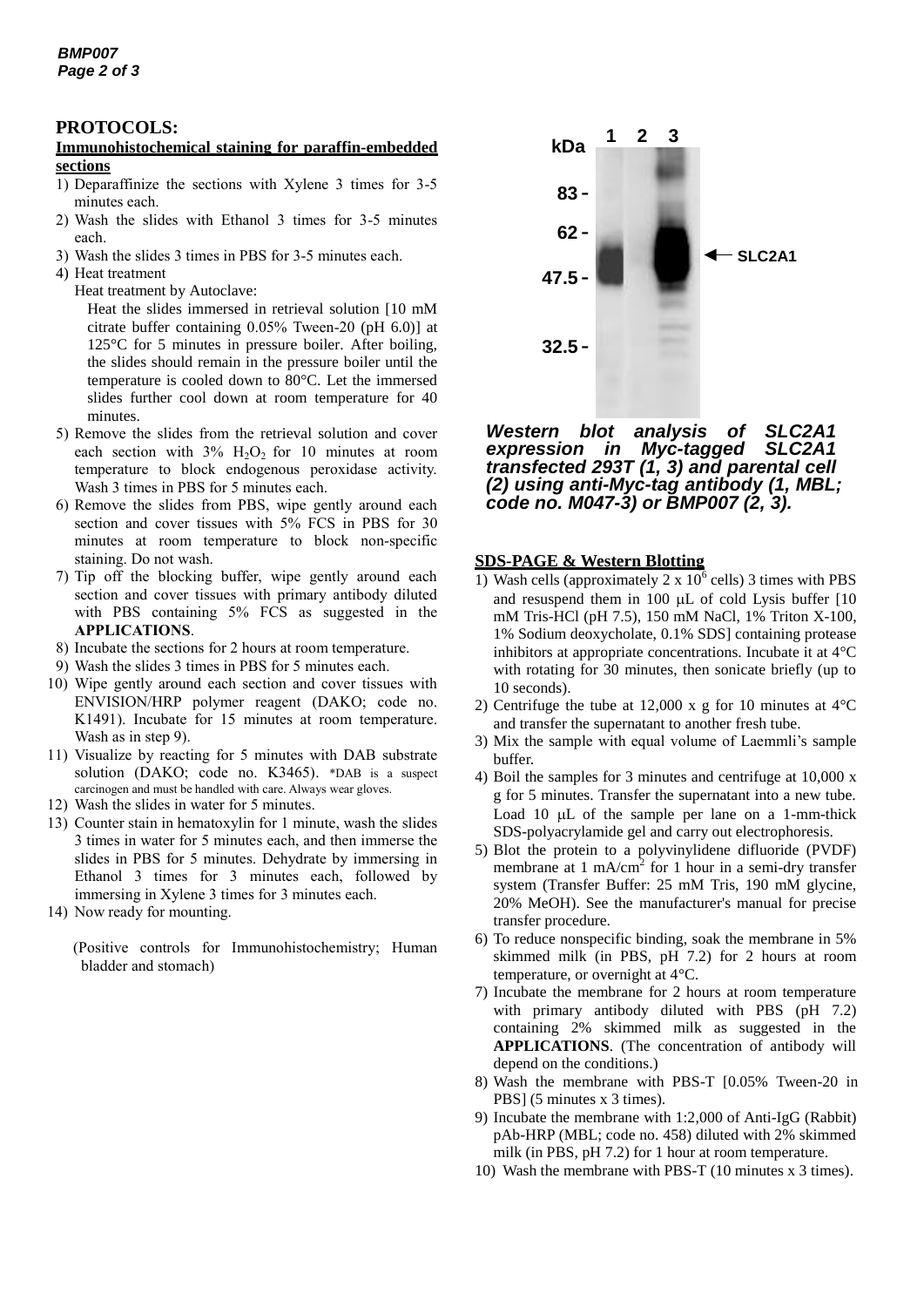## PROTOCOLS:

### Immunohistochemical staining for paraffin-embedded sections

1) Deparaffinize the sections with Xylene 3 times for 3-5 minutes each.
2) Wash the slides with Ethanol 3 times for 3-5 minutes each.
3) Wash the slides 3 times in PBS for 3-5 minutes each.
4) Heat treatment

   Heat treatment by Autoclave:

   Heat the slides immersed in retrieval solution [10 mM citrate buffer containing 0.05% Tween-20 (pH 6.0)] at 125°C for 5 minutes in pressure boiler. After boiling, the slides should remain in the pressure boiler until the temperature is cooled down to 80°C. Let the immersed slides further cool down at room temperature for 40 minutes.
5) Remove the slides from the retrieval solution and cover each section with 3% $H_2O_2$ for 10 minutes at room temperature to block endogenous peroxidase activity. Wash 3 times in PBS for 5 minutes each.
6) Remove the slides from PBS, wipe gently around each section and cover tissues with 5% FCS in PBS for 30 minutes at room temperature to block non-specific staining. Do not wash.
7) Tip off the blocking buffer, wipe gently around each section and cover tissues with primary antibody diluted with PBS containing 5% FCS as suggested in the **APPLICATIONS**.
8) Incubate the sections for 2 hours at room temperature.
9) Wash the slides 3 times in PBS for 5 minutes each.
10) Wipe gently around each section and cover tissues with ENVISION/HRP polymer reagent (DAKO; code no. K1491). Incubate for 15 minutes at room temperature. Wash as in step 9).
11) Visualize by reacting for 5 minutes with DAB substrate solution (DAKO; code no. K3465). *DAB is a suspect carcinogen and must be handled with care. Always wear gloves.
12) Wash the slides in water for 5 minutes.
13) Counter stain in hematoxylin for 1 minute, wash the slides 3 times in water for 5 minutes each, and then immerse the slides in PBS for 5 minutes. Dehydrate by immersing in Ethanol 3 times for 3 minutes each, followed by immersing in Xylene 3 times for 3 minutes each.
14) Now ready for mounting.

(Positive controls for Immunohistochemistry; Human bladder and stomach)

***Western blot analysis of SLC2A1 expression in Myc-tagged SLC2A1 transfected 293T (1, 3) and parental cell (2) using anti-Myc-tag antibody (1, MBL; code no. M047-3) or BMP007 (2, 3).***

### SDS-PAGE & Western Blotting

1) Wash cells (approximately 2 x $10^6$ cells) 3 times with PBS and resuspend them in 100 μL of cold Lysis buffer [10 mM Tris-HCl (pH 7.5), 150 mM NaCl, 1% Triton X-100, 1% Sodium deoxycholate, 0.1% SDS] containing protease inhibitors at appropriate concentrations. Incubate it at 4°C with rotating for 30 minutes, then sonicate briefly (up to 10 seconds).
2) Centrifuge the tube at 12,000 x g for 10 minutes at 4°C and transfer the supernatant to another fresh tube.
3) Mix the sample with equal volume of Laemmli's sample buffer.
4) Boil the samples for 3 minutes and centrifuge at 10,000 x g for 5 minutes. Transfer the supernatant into a new tube. Load 10 μL of the sample per lane on a 1-mm-thick SDS-polyacrylamide gel and carry out electrophoresis.
5) Blot the protein to a polyvinylidene difluoride (PVDF) membrane at 1 mA/$cm^2$ for 1 hour in a semi-dry transfer system (Transfer Buffer: 25 mM Tris, 190 mM glycine, 20% MeOH). See the manufacturer's manual for precise transfer procedure.
6) To reduce nonspecific binding, soak the membrane in 5% skimmed milk (in PBS, pH 7.2) for 2 hours at room temperature, or overnight at 4°C.
7) Incubate the membrane for 2 hours at room temperature with primary antibody diluted with PBS (pH 7.2) containing 2% skimmed milk as suggested in the **APPLICATIONS**. (The concentration of antibody will depend on the conditions.)
8) Wash the membrane with PBS-T [0.05% Tween-20 in PBS] (5 minutes x 3 times).
9) Incubate the membrane with 1:2,000 of Anti-IgG (Rabbit) pAb-HRP (MBL; code no. 458) diluted with 2% skimmed milk (in PBS, pH 7.2) for 1 hour at room temperature.
10) Wash the membrane with PBS-T (10 minutes x 3 times).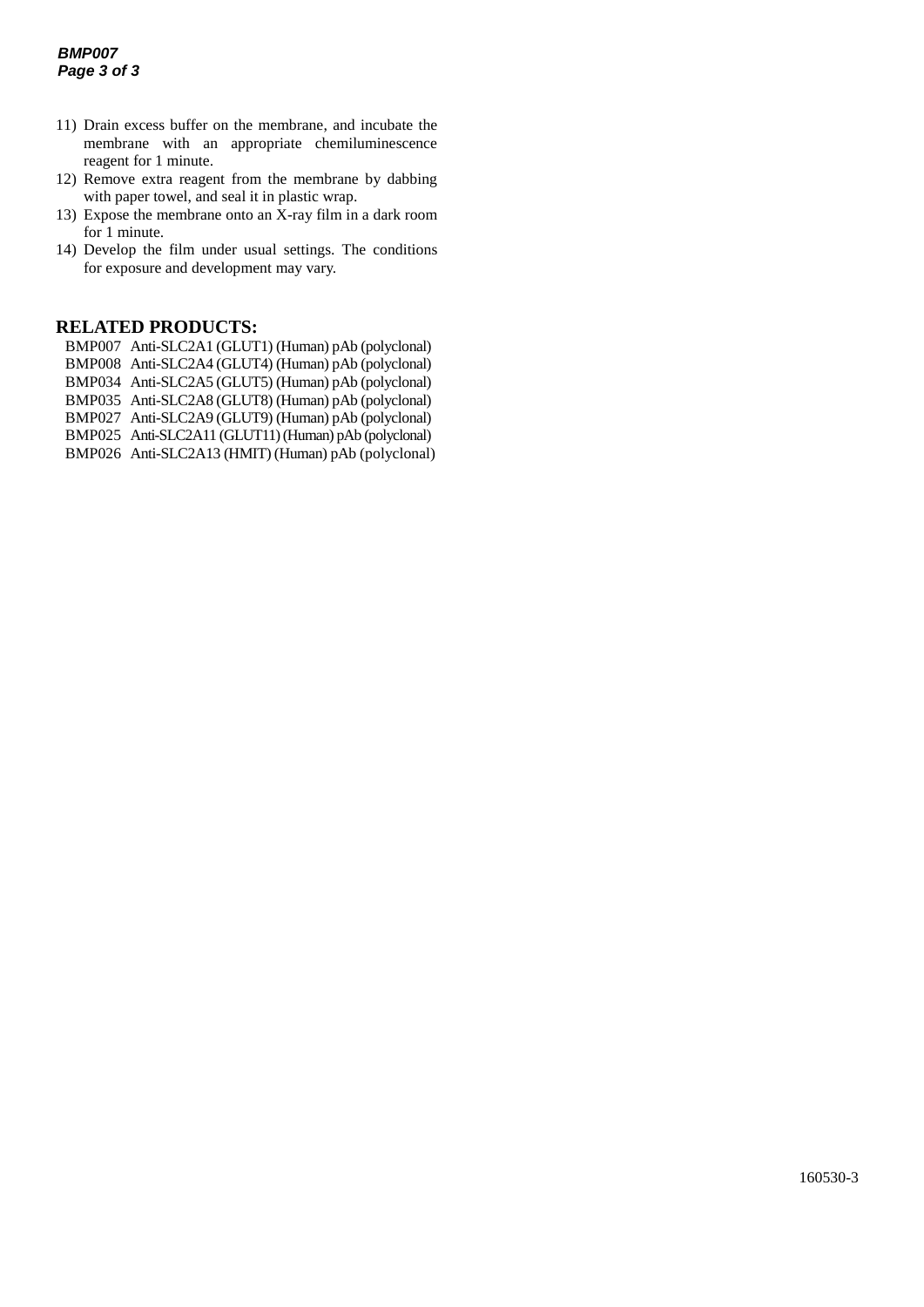11) Drain excess buffer on the membrane, and incubate the membrane with an appropriate chemiluminescence reagent for 1 minute.
12) Remove extra reagent from the membrane by dabbing with paper towel, and seal it in plastic wrap.
13) Expose the membrane onto an X-ray film in a dark room for 1 minute.
14) Develop the film under usual settings. The conditions for exposure and development may vary.

## RELATED PRODUCTS:

| | |
|---|---|
| BMP007 | Anti-SLC2A1 (GLUT1) (Human) pAb (polyclonal) |
| BMP008 | Anti-SLC2A4 (GLUT4) (Human) pAb (polyclonal) |
| BMP034 | Anti-SLC2A5 (GLUT5) (Human) pAb (polyclonal) |
| BMP035 | Anti-SLC2A8 (GLUT8) (Human) pAb (polyclonal) |
| BMP027 | Anti-SLC2A9 (GLUT9) (Human) pAb (polyclonal) |
| BMP025 | Anti-SLC2A11 (GLUT11) (Human) pAb (polyclonal) |
| BMP026 | Anti-SLC2A13 (HMIT) (Human) pAb (polyclonal) |

160530-3